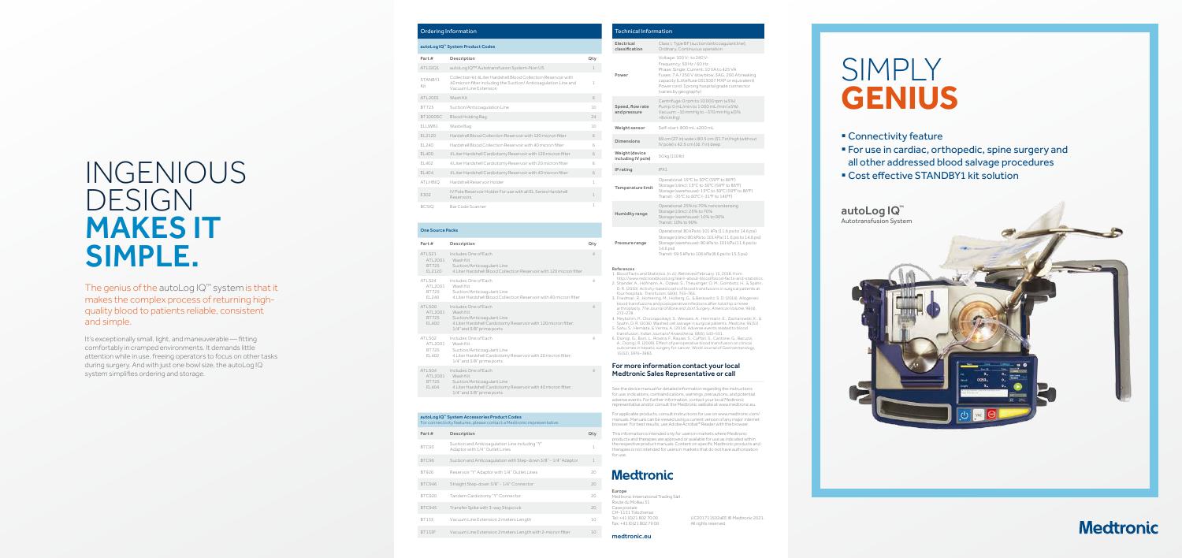# INGENIOUS DESIGN **MAKES IT SIMPLE.**

The genius of the autoLog IQ™ system is that it makes the complex process of returning high-quality blood to patients reliable, consistent and simple.

It's exceptionally small, light, and maneuverable — fitting comfortably in cramped environments. It demands little attention while in use, freeing operators to focus on other tasks during surgery. And with just one bowl size, the autoLog IQ system simplifies ordering and storage.

## Ordering Information

### autoLog IQ™ System Product Codes

| Part # | Description | Qty |
|---|---|---|
| ATLGIQ1 | autoLog IQ™ Autotransfusion System-Non US | 1 |
| STANBY1 Kit | Collection kit: 4L Hardshell Blood Collection Reservoir with 40 micron filter including the Suction/ Anticoagulation Line and Vacuum Line Extension | 1 |
| ATL2001 | Wash Kit | 6 |
| BT725 | Suction/Anticoagulation Line | 10 |
| BT1000SC | Blood Holding Bag | 24 |
| ELLWB1 | Waste Bag | 10 |
| EL2120 | Hardshell Blood Collection Reservoir with 120 micron filter | 6 |
| EL240 | Hardshell Blood Collection Reservoir with 40 micron filter | 6 |
| EL400 | 4 Liter Hardshell Cardiotomy Reservoir with 120 micron filter | 6 |
| EL402 | 4 Liter Hardshell Cardiotomy Reservoir with 20 micron filter | 6 |
| EL404 | 4 Liter Hardshell Cardiotomy Reservoir with 40 micron filter | 6 |
| ATLHRH2 | Hardshell Reservoir Holder | 1 |
| E302 | IV Pole Reservoir Holder For use with all EL Series Hardshell Reservoirs | 1 |
| BCSIQ | Bar Code Scanner | 1 |

### One Source Packs

| Part # | Description | Qty |
|---|---|---|
| ATLS21 ATL2001 BT725 EL2120 | Includes One of Each: Wash Kit Suction/Anticoagulant Line 4 Liter Hardshell Blood Collection Reservoir with 120 micron filter | 4 |
| ATLS24 ATL2001 BT725 EL240 | Includes One of Each: Wash Kit Suction/Anticoagulant Line 4 Liter Hardshell Blood Collection Reservoir with 40 micron filter | 4 |
| ATLS00 ATL2001 BT725 EL400 | Includes One of Each: Wash Kit Suction/Anticoagulant Line 4 Liter Hardshell Cardiotomy Reservoir with 120 micron filter; 1/4" and 3/8" prime ports | 4 |
| ATLS02 ATL2001 BT725 EL402 | Includes One of Each: Wash Kit Suction/Anticoagulant Line 4 Liter Hardshell Cardiotomy Reservoir with 20 micron filter; 1/4" and 3/8" prime ports | 4 |
| ATLS04 ATL2001 BT725 EL404 | Includes One of Each: Wash Kit Suction/Anticoagulant Line 4 Liter Hardshell Cardiotomy Reservoir with 40 micron filter; 1/4" and 3/8" prime ports | 4 |

### autoLog IQ™ System Accessories Product Codes

For connectivity features, please contact a Medtronic representative

| Part # | Description | Qty |
|---|---|---|
| BTC93 | Suction and Anticoagulation Line including "Y" Adaptor with 1/4" Outlet Lines | 1 |
| BTC96 | Suction and Anticoagulation with Step-down 3/8" - 1/4" Adaptor | 1 |
| BT926 | Reservoir "Y" Adaptor with 1/4" Outlet Lines | 20 |
| BTC946 | Straight Step-down 3/8" – 1/4" Connector | 20 |
| BTC920 | Tandem Cardiotomy "Y" Connector | 20 |
| BTC945 | Transfer Spike with 3-way Stopcock | 20 |
| BT135 | Vacuum Line Extension 2 meters Length | 10 |
| BT135F | Vacuum Line Extension 2 meters Length with 2-micron filter | 10 |

## Technical Information

| | |
|---|---|
| Electrical classification | Class I, Type BF (suction/anticoagulant line) Ordinary, Continuous operation |
| Power | Voltage: 100 V- to 240 V- Frequency: 50 Hz / 60 Hz Phase: Single; Current: 10 VA to 425 VA Fuses: 7 A / 250 V slow blow, 5AG, 200 A breaking capacity (Littelfuse 0313007.MXP or equivalent) Power cord: 3 prong hospital grade connector (varies by geography) |
| Speed, flow rate and pressure | Centrifuge: 0 rpm to 10 000 rpm (±5%) Pump: 0 mL/min to 1 000 mL/min (±5%) Vacuum: –10 mmHg to –370 mmHg ±5% +8mmHg) |
| Weight sensor | Self-start: 800 mL ±200 mL |
| Dimensions | 69 cm (27 in) wide x 80.5 cm (31.7 in) high (without IV pole) x 62.5 cm (16.7 in) deep |
| Weight (device including IV pole) | 50 kg (110 lb) |
| IP rating | IPX1 |
| Temperature limit | Operational: 15°C to 30°C (59°F to 86°F) Storage (clinic): 15°C to 30°C (59°F to 86°F) Storage (warehouse): 15°C to 30°C (59°F to 86°F) Transit: -35°C to 60°C (-31°F to 140°F) |
| Humidity range | Operational: 25% to 70% noncondensing Storage (clinic): 25% to 70% Storage (warehouse): 10% to 90% Transit: 10% to 90% |
| Pressure range | Operational: 80 kPa to 101 kPa (11.6 psi to 14.6 psi) Storage (clinic) 80 kPa to 101 kPa (11.6 psi to 14.6 psi) Storage (warehouse): 80 kPa to 101 kPa (11.6 psi to 14.6 psi) Transit: 59.5 kPa to 106 kPa (8.6 psi to 15.5 psi) |

### References

1. Blood Facts and Statistics. (n. d.). Retrieved February 15, 2018, from http://www.redcrossblood.org/learn-about-blood/blood-facts-and-statistics.
2. Shander, A., Hofmann, A., Ozawa, S., Theusinger, O. M., Gombotz, H., & Spahn, D. R. (2010). Activity-based costs of blood transfusions in surgical patients at four hospitals. Transfusion, 50(4), 753–765.
3. Friedman, R., Homering, M., Holberg, G., & Berkowitz, S. D. (2014). Allogeneic blood transfusions and postoperative infections after total hip or knee arthroplasty. The Journal of Bone and Joint Surgery. American Volume, 96(4), 272–278.
4. Meybohm, P., Choorapoikayil, S., Wessels, A., Herrmann, E., Zacharowski, K., & Spahn, D. R. (2016). Washed cell salvage in surgical patients. Medicine, 95(31).
5. Sahu, S., Hemlata, & Verma, A. (2014). Adverse events related to blood transfusion. Indian Journal of Anaesthesia, 58(5), 543–551.
6. Dionigi, G., Boni, L., Rovera, F., Rausei, S., Cuffari, S., Cantone, G., Bacuzzi, A., Dionigi, R. (2008). Effect of perioperative blood transfusion on clinical outcomes in hepatic surgery for cancer. World Journal of Gastroenterology, 15(32), 3976–3983.

### For more information contact your local Medtronic Sales Representative or call

See the device manual for detailed information regarding the instructions for use, indications, contraindications, warnings, precautions, and potential adverse events. For further information, contact your local Medtronic representative and/or consult the Medtronic website at www.medtronic.eu.

For applicable products, consult instructions for use on www.medtronic.com/manuals. Manuals can be viewed using a current version of any major internet browser. For best results, use Adobe Acrobat® Reader with the browser.

This information is intended only for users in markets where Medtronic products and therapies are approved or available for use as indicated within the respective product manuals. Content on specific Medtronic products and therapies is not intended for users in markets that do not have authorization for use.

**Medtronic**

**Europe**
Medtronic International Trading Sàrl.
Route du Molliau 31
Case postale
CH-1131 Tolochenaz
Tel: +41 (0)21 802 70 00
Fax: +41 (0)21 802 79 00

UC201711502aEE © Medtronic 2021.
All rights reserved.

**medtronic.eu**

# SIMPLY **GENIUS**

- Connectivity feature
- For use in cardiac, orthopedic, spine surgery and all other addressed blood saving procedures
- Cost effective STANDBY1 kit solution

**autoLog IQ™**
Autotransfusion System

**Medtronic**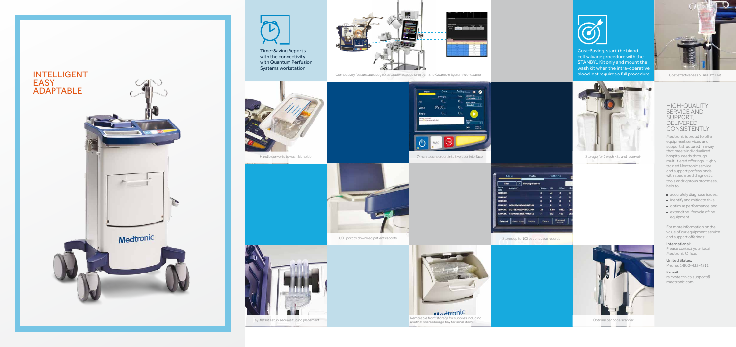# INTELLIGENT EASY ADAPTABLE

Time-Saving Reports with the connectivity with Quantum Perfusion Systems workstation

Connectivity feature: autoLog IQ data downloaded directly in the Quantum System Workstation

Cost-Saving, start the blood cell salvage procedure with the STANBY1 Kit only and mount the wash kit when the intra-operative blood lost requires a full procedure

Cost effectiveness STANDBY1 Kit

Handle converts to wash kit holder

7-inch touchscreen, intuitive user interface

Storage for 2 wash kits and reservoir

USB port to download patient records

Stores up to 100 patient case records

Lay-flat kit setup secures tubing placement

Removable front storage for supplies including another microstorage tray for small items

Optional bar code scanner

## HIGH-QUALITY SERVICE AND SUPPORT, DELIVERED CONSISTENTLY

Medtronic is proud to offer equipment services and support structured in a way that meets individualized hospital needs through multi-tiered offerings. Highly-trained Medtronic service and support professionals, with specialized diagnostic tools and rigorous processes, help to:

- accurately diagnose issues,
- identify and mitigate risks,
- optimize performance, and
- extend the lifecycle of the equipment.

For more information on the value of our equipment service and support offerings:

**International:**
Please contact your local Medtronic Office.

**United States:**
Phone: 1-800-433-4311

**E-mail:**
rs.cvstechnicalsupport@medtronic.com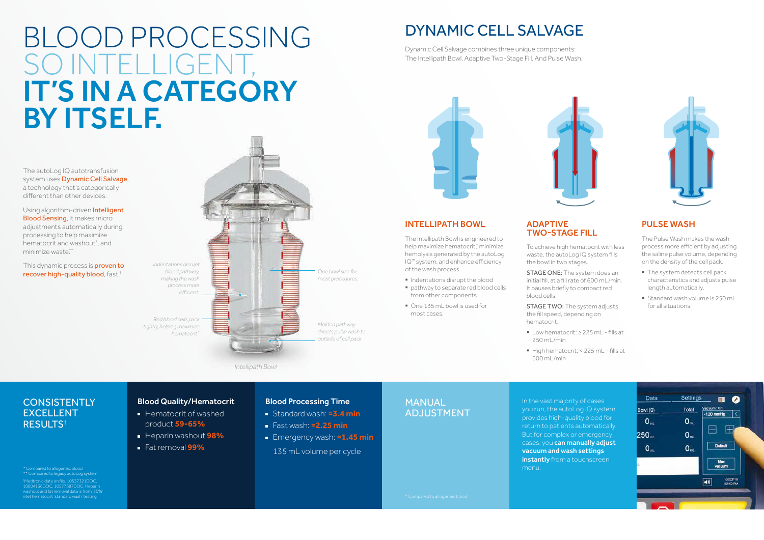# BLOOD PROCESSING SO INTELLIGENT, IT'S IN A CATEGORY BY ITSELF.

The autoLog IQ autotransfusion system uses Dynamic Cell Salvage, a technology that's categorically different than other devices.

Using algorithm-driven Intelligent Blood Sensing, it makes micro adjustments automatically during processing to help maximize hematocrit and washout*, and minimize waste.**

This dynamic process is proven to recover high-quality blood, fast.†

*Indentations disrupt blood pathway, making the wash process more efficient.*

*Red blood cells pack tightly, helping maximize hematocrit.**

*One bowl size for most procedures*

*Molded pathway directs pulse wash to outside of cell pack.*

*Intellipath Bowl*

## DYNAMIC CELL SALVAGE

Dynamic Cell Salvage combines three unique components: The Intellipath Bowl. Adaptive Two-Stage Fill. And Pulse Wash.

### INTELLIPATH BOWL

The Intellipath Bowl is engineered to help maximize hematocrit,* minimize hemolysis generated by the autoLog IQ™ system, and enhance efficiency of the wash process.

- Indentations disrupt the blood
- pathway to separate red blood cells from other components.
- One 135 mL bowl is used for most cases.

### ADAPTIVE TWO-STAGE FILL

To achieve high hematocrit with less waste, the autoLog IQ system fills the bowl in two stages.

STAGE ONE: The system does an initial fill, at a fill rate of 600 mL/min. It pauses briefly to compact red blood cells.

STAGE TWO: The system adjusts the fill speed, depending on hematocrit.

- Low hematocrit: ≥ 225 mL - fills at 250 mL/min
- High hematocrit: < 225 mL - fills at 600 mL/min

### PULSE WASH

The Pulse Wash makes the wash process more efficient by adjusting the saline pulse volume, depending on the density of the cell pack.

- The system detects cell pack characteristics and adjusts pulse length automatically.
- Standard wash volume is 250 mL for all situations.

## CONSISTENTLY EXCELLENT RESULTS†

### Blood Quality/Hematocrit

- Hematocrit of washed product **59-65%**
- Heparin washout **98%**
- Fat removal **99%**

### Blood Processing Time

- Standard wash: **≈3.4 min**
- Fast wash: **≈2.25 min**
- Emergency wash: **≈1.45 min**

135 mL volume per cycle

\* Compared to allogeneic blood
\*\* Compared to legacy autoLog system
†Medtronic data on file. 10537321DOC, 10604136DOC, 10577687DOC. Heparin washout and fat removal data is from '30%' inlet hematocrit 'standard wash' testing.

## MANUAL ADJUSTMENT

In the vast majority of cases you run, the autoLog IQ system provides high-quality blood for return to patients automatically. But for complex or emergency cases, you **can manually adjust vacuum and wash settings instantly** from a touchscreen menu.

\* Compared to allogeneic blood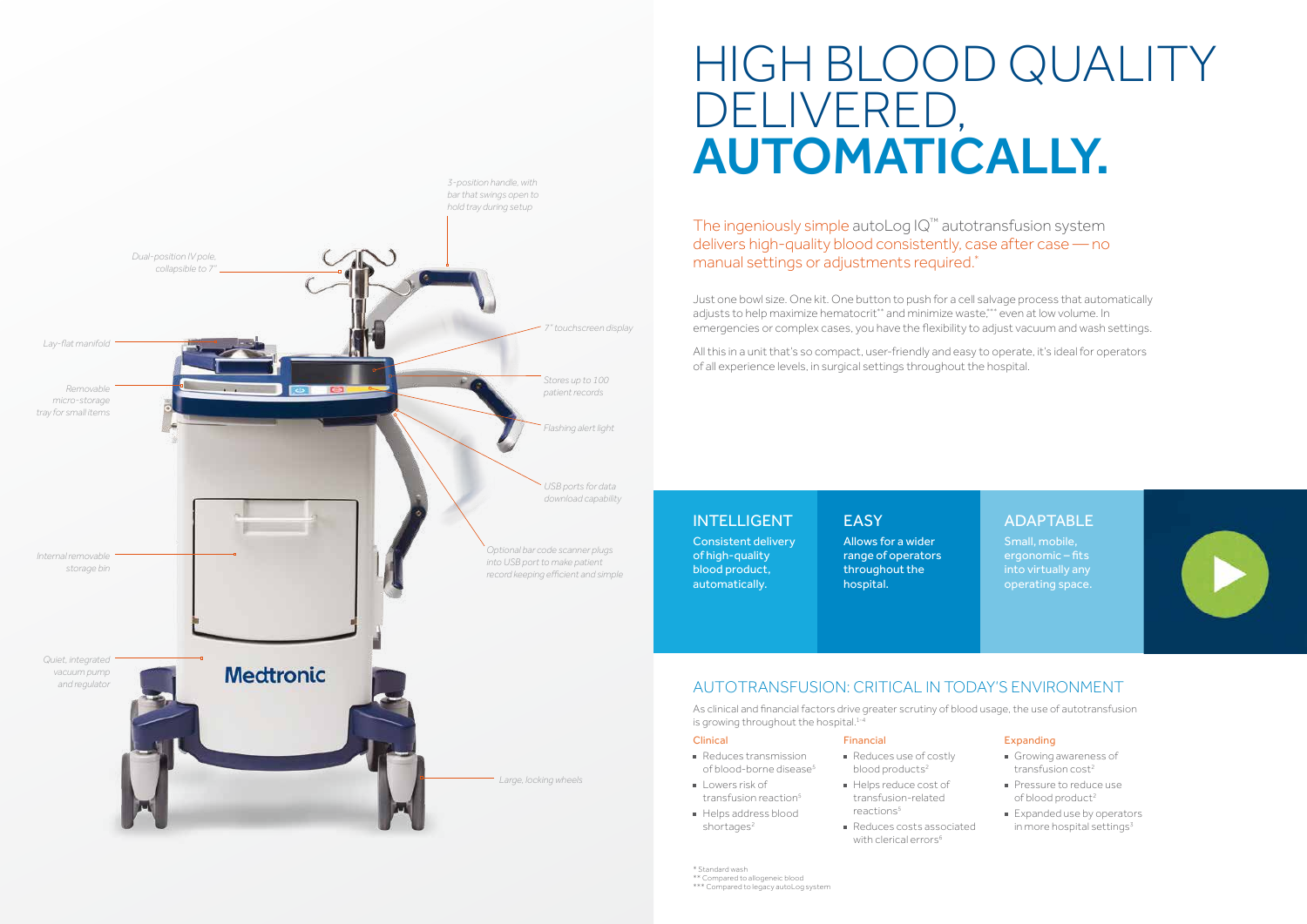# HIGH BLOOD QUALITY DELIVERED, **AUTOMATICALLY.**

The ingeniously simple autoLog IQ™ autotransfusion system delivers high-quality blood consistently, case after case — no manual settings or adjustments required.*

Just one bowl size. One kit. One button to push for a cell salvage process that automatically adjusts to help maximize hematocrit** and minimize waste,*** even at low volume. In emergencies or complex cases, you have the flexibility to adjust vacuum and wash settings.

All this in a unit that's so compact, user-friendly and easy to operate, it's ideal for operators of all experience levels, in surgical settings throughout the hospital.

3-position handle, with bar that swings open to hold tray during setup

Dual-position IV pole, collapsible to 7"

Lay-flat manifold

7" touchscreen display

Removable micro-storage tray for small items

Stores up to 100 patient records

Flashing alert light

USB ports for data download capability

Optional bar code scanner plugs into USB port to make patient record keeping efficient and simple

Internal removable storage bin

Quiet, integrated vacuum pump and regulator

Large, locking wheels

### INTELLIGENT

Consistent delivery of high-quality blood product, automatically.

### EASY

Allows for a wider range of operators throughout the hospital.

### ADAPTABLE

Small, mobile, ergonomic – fits into virtually any operating space.

## AUTOTRANSFUSION: CRITICAL IN TODAY'S ENVIRONMENT

As clinical and financial factors drive greater scrutiny of blood usage, the use of autotransfusion is growing throughout the hospital.[1-4]

**Clinical**

- Reduces transmission of blood-borne disease[5]
- Lowers risk of transfusion reaction[5]
- Helps address blood shortages[2]

**Financial**

- Reduces use of costly blood products[2]
- Helps reduce cost of transfusion-related reactions[5]
- Reduces costs associated with clerical errors[6]

**Expanding**

- Growing awareness of transfusion cost[2]
- Pressure to reduce use of blood product[2]
- Expanded use by operators in more hospital settings[3]

\* Standard wash
** Compared to allogeneic blood
*** Compared to legacy autoLog system